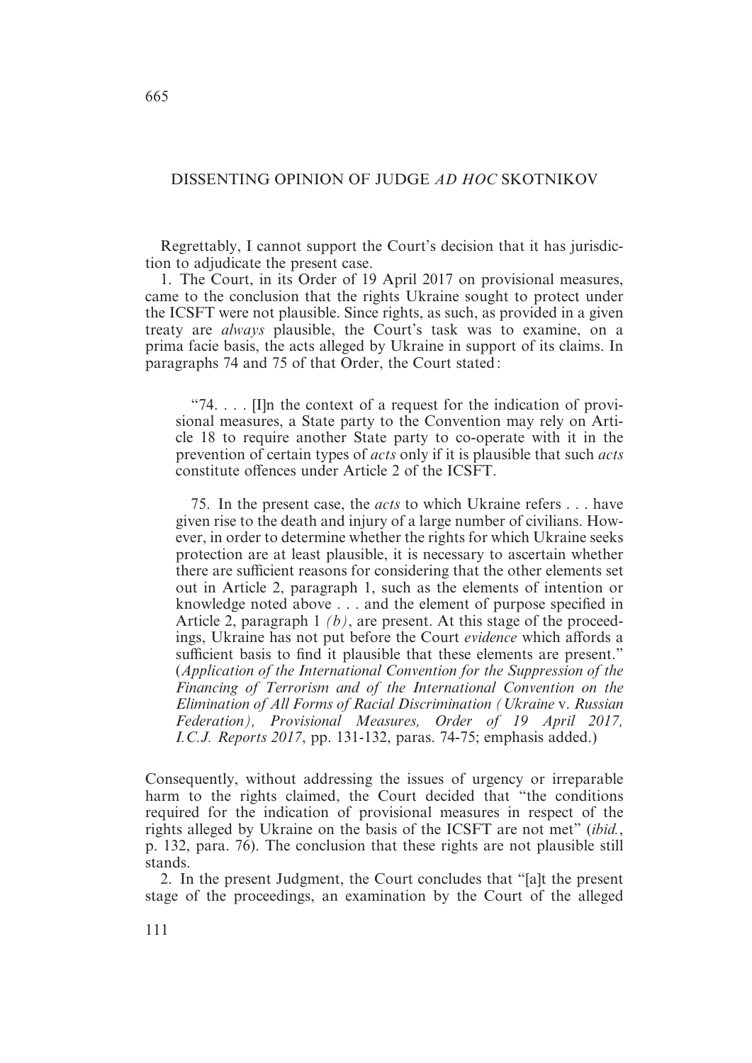# DISSENTING OPINION OF JUDGE *AD HOC* SKOTNIKOV

Regrettably, I cannot support the Court's decision that it has jurisdiction to adjudicate the present case.

1. The Court, in its Order of 19 April 2017 on provisional measures, came to the conclusion that the rights Ukraine sought to protect under the ICSFT were not plausible. Since rights, as such, as provided in a given treaty are *always* plausible, the Court's task was to examine, on a prima facie basis, the acts alleged by Ukraine in support of its claims. In paragraphs 74 and 75 of that Order, the Court stated:

> "74. . . . [I]n the context of a request for the indication of provisional measures, a State party to the Convention may rely on Article 18 to require another State party to co-operate with it in the prevention of certain types of *acts* only if it is plausible that such *acts* constitute offences under Article 2 of the ICSFT.
>
> 75. In the present case, the *acts* to which Ukraine refers . . . have given rise to the death and injury of a large number of civilians. However, in order to determine whether the rights for which Ukraine seeks protection are at least plausible, it is necessary to ascertain whether there are sufficient reasons for considering that the other elements set out in Article 2, paragraph 1, such as the elements of intention or knowledge noted above . . . and the element of purpose specified in Article 2, paragraph 1 *(b)*, are present. At this stage of the proceedings, Ukraine has not put before the Court *evidence* which affords a sufficient basis to find it plausible that these elements are present." (*Application of the International Convention for the Suppression of the Financing of Terrorism and of the International Convention on the Elimination of All Forms of Racial Discrimination (Ukraine* v. *Russian Federation), Provisional Measures, Order of 19 April 2017, I.C.J. Reports 2017*, pp. 131-132, paras. 74-75; emphasis added.)

Consequently, without addressing the issues of urgency or irreparable harm to the rights claimed, the Court decided that "the conditions required for the indication of provisional measures in respect of the rights alleged by Ukraine on the basis of the ICSFT are not met" (*ibid.*, p. 132, para. 76). The conclusion that these rights are not plausible still stands.

2. In the present Judgment, the Court concludes that "[a]t the present stage of the proceedings, an examination by the Court of the alleged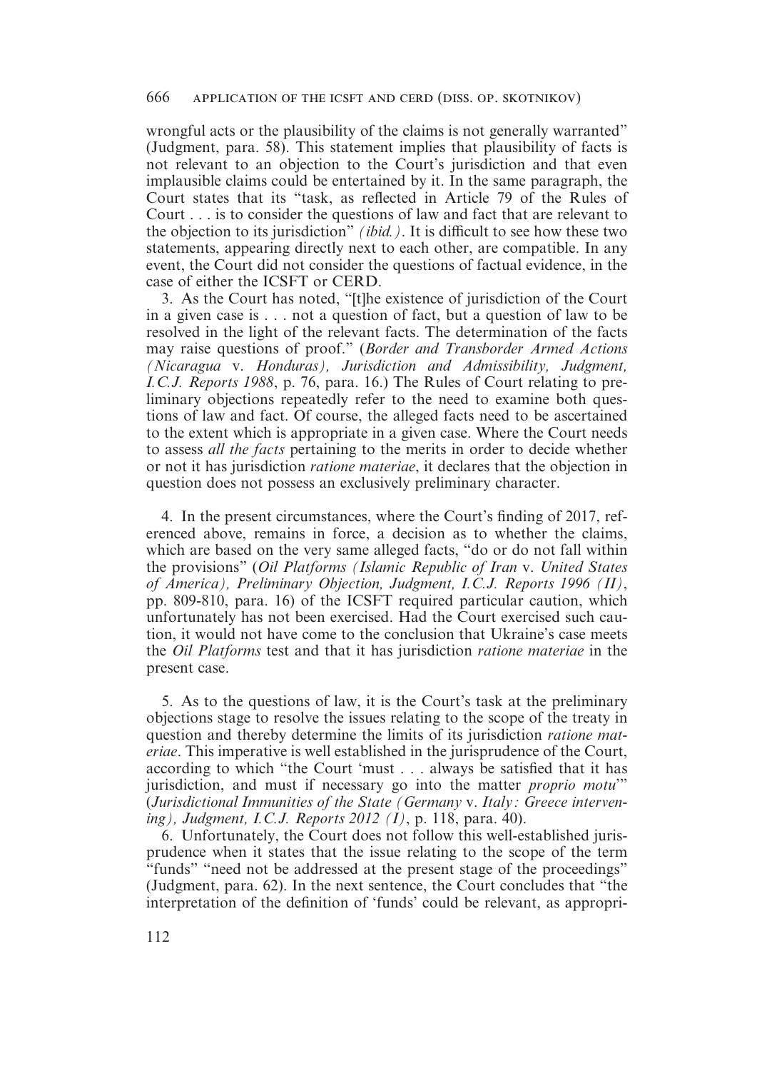wrongful acts or the plausibility of the claims is not generally warranted" (Judgment, para. 58). This statement implies that plausibility of facts is not relevant to an objection to the Court's jurisdiction and that even implausible claims could be entertained by it. In the same paragraph, the Court states that its "task, as reflected in Article 79 of the Rules of Court . . . is to consider the questions of law and fact that are relevant to the objection to its jurisdiction" *(ibid.)*. It is difficult to see how these two statements, appearing directly next to each other, are compatible. In any event, the Court did not consider the questions of factual evidence, in the case of either the ICSFT or CERD.

3. As the Court has noted, "[t]he existence of jurisdiction of the Court in a given case is . . . not a question of fact, but a question of law to be resolved in the light of the relevant facts. The determination of the facts may raise questions of proof." (*Border and Transborder Armed Actions (Nicaragua* v. *Honduras), Jurisdiction and Admissibility, Judgment, I.C.J. Reports 1988*, p. 76, para. 16.) The Rules of Court relating to preliminary objections repeatedly refer to the need to examine both questions of law and fact. Of course, the alleged facts need to be ascertained to the extent which is appropriate in a given case. Where the Court needs to assess *all the facts* pertaining to the merits in order to decide whether or not it has jurisdiction *ratione materiae*, it declares that the objection in question does not possess an exclusively preliminary character.

4. In the present circumstances, where the Court's finding of 2017, referenced above, remains in force, a decision as to whether the claims, which are based on the very same alleged facts, "do or do not fall within the provisions" (*Oil Platforms (Islamic Republic of Iran* v. *United States of America), Preliminary Objection, Judgment, I.C.J. Reports 1996 (II)*, pp. 809-810, para. 16) of the ICSFT required particular caution, which unfortunately has not been exercised. Had the Court exercised such caution, it would not have come to the conclusion that Ukraine's case meets the *Oil Platforms* test and that it has jurisdiction *ratione materiae* in the present case.

5. As to the questions of law, it is the Court's task at the preliminary objections stage to resolve the issues relating to the scope of the treaty in question and thereby determine the limits of its jurisdiction *ratione materiae*. This imperative is well established in the jurisprudence of the Court, according to which "the Court 'must . . . always be satisfied that it has jurisdiction, and must if necessary go into the matter *proprio motu*'" (*Jurisdictional Immunities of the State (Germany* v. *Italy: Greece intervening), Judgment, I.C.J. Reports 2012 (I)*, p. 118, para. 40).

6. Unfortunately, the Court does not follow this well-established jurisprudence when it states that the issue relating to the scope of the term "funds" "need not be addressed at the present stage of the proceedings" (Judgment, para. 62). In the next sentence, the Court concludes that "the interpretation of the definition of 'funds' could be relevant, as appropri-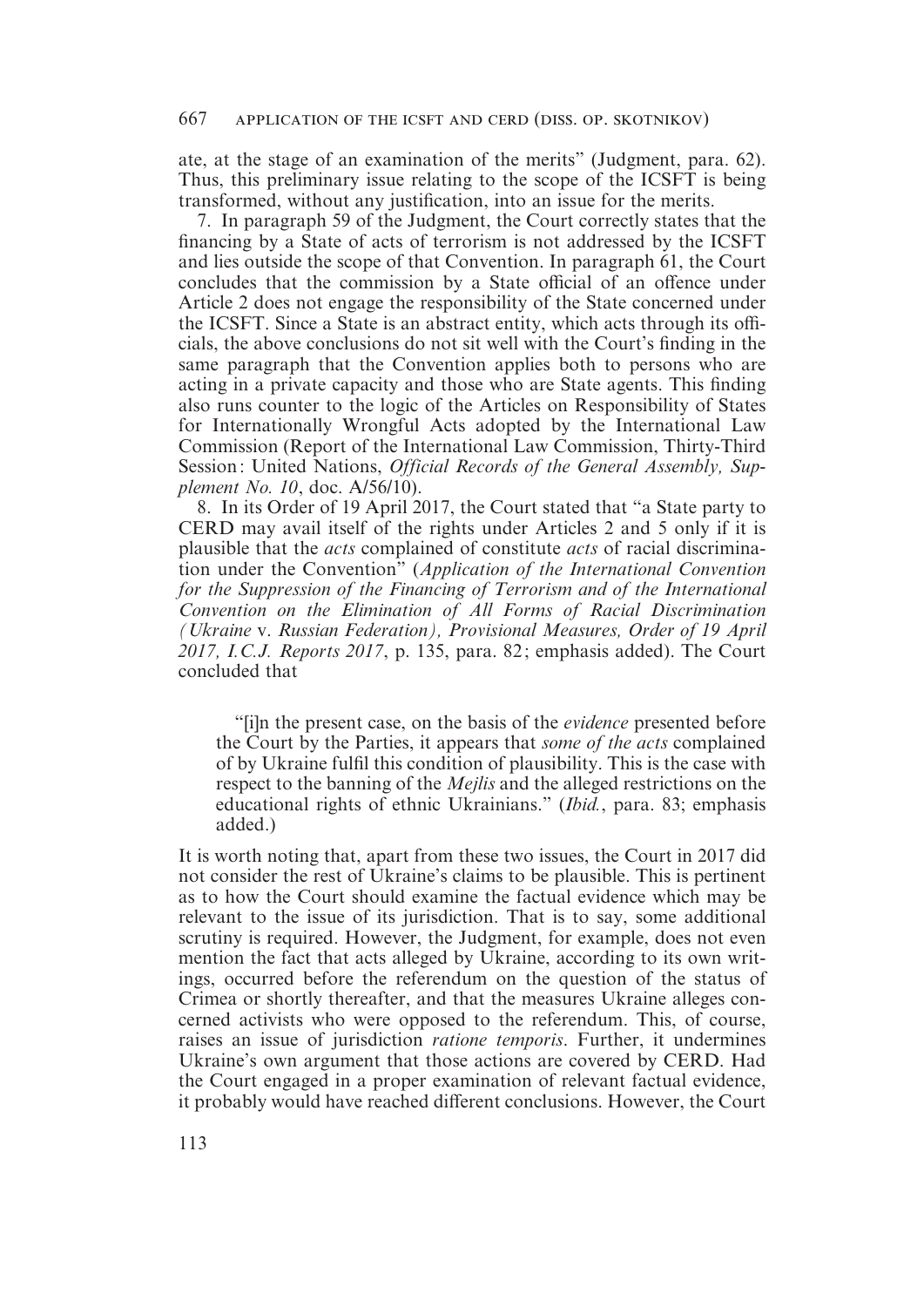ate, at the stage of an examination of the merits" (Judgment, para. 62). Thus, this preliminary issue relating to the scope of the ICSFT is being transformed, without any justification, into an issue for the merits.

7. In paragraph 59 of the Judgment, the Court correctly states that the financing by a State of acts of terrorism is not addressed by the ICSFT and lies outside the scope of that Convention. In paragraph 61, the Court concludes that the commission by a State official of an offence under Article 2 does not engage the responsibility of the State concerned under the ICSFT. Since a State is an abstract entity, which acts through its officials, the above conclusions do not sit well with the Court's finding in the same paragraph that the Convention applies both to persons who are acting in a private capacity and those who are State agents. This finding also runs counter to the logic of the Articles on Responsibility of States for Internationally Wrongful Acts adopted by the International Law Commission (Report of the International Law Commission, Thirty-Third Session: United Nations, *Official Records of the General Assembly, Supplement No. 10*, doc. A/56/10).

8. In its Order of 19 April 2017, the Court stated that "a State party to CERD may avail itself of the rights under Articles 2 and 5 only if it is plausible that the *acts* complained of constitute *acts* of racial discrimination under the Convention" (*Application of the International Convention for the Suppression of the Financing of Terrorism and of the International Convention on the Elimination of All Forms of Racial Discrimination (Ukraine* v. *Russian Federation), Provisional Measures, Order of 19 April 2017, I.C.J. Reports 2017*, p. 135, para. 82; emphasis added). The Court concluded that

> "[i]n the present case, on the basis of the *evidence* presented before the Court by the Parties, it appears that *some of the acts* complained of by Ukraine fulfil this condition of plausibility. This is the case with respect to the banning of the *Mejlis* and the alleged restrictions on the educational rights of ethnic Ukrainians." (*Ibid.*, para. 83; emphasis added.)

It is worth noting that, apart from these two issues, the Court in 2017 did not consider the rest of Ukraine's claims to be plausible. This is pertinent as to how the Court should examine the factual evidence which may be relevant to the issue of its jurisdiction. That is to say, some additional scrutiny is required. However, the Judgment, for example, does not even mention the fact that acts alleged by Ukraine, according to its own writings, occurred before the referendum on the question of the status of Crimea or shortly thereafter, and that the measures Ukraine alleges concerned activists who were opposed to the referendum. This, of course, raises an issue of jurisdiction *ratione temporis*. Further, it undermines Ukraine's own argument that those actions are covered by CERD. Had the Court engaged in a proper examination of relevant factual evidence, it probably would have reached different conclusions. However, the Court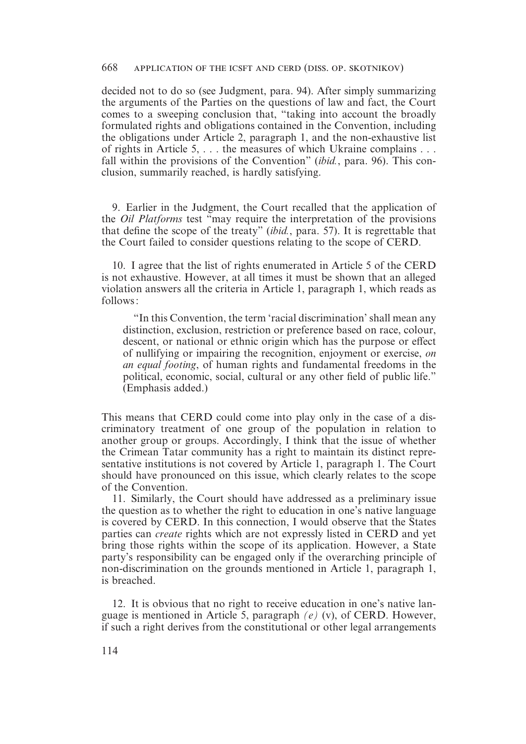decided not to do so (see Judgment, para. 94). After simply summarizing the arguments of the Parties on the questions of law and fact, the Court comes to a sweeping conclusion that, "taking into account the broadly formulated rights and obligations contained in the Convention, including the obligations under Article 2, paragraph 1, and the non-exhaustive list of rights in Article 5, . . . the measures of which Ukraine complains . . . fall within the provisions of the Convention" (*ibid.*, para. 96). This conclusion, summarily reached, is hardly satisfying.

9. Earlier in the Judgment, the Court recalled that the application of the *Oil Platforms* test "may require the interpretation of the provisions that define the scope of the treaty" (*ibid.*, para. 57). It is regrettable that the Court failed to consider questions relating to the scope of CERD.

10. I agree that the list of rights enumerated in Article 5 of the CERD is not exhaustive. However, at all times it must be shown that an alleged violation answers all the criteria in Article 1, paragraph 1, which reads as follows:

> "In this Convention, the term 'racial discrimination' shall mean any distinction, exclusion, restriction or preference based on race, colour, descent, or national or ethnic origin which has the purpose or effect of nullifying or impairing the recognition, enjoyment or exercise, *on an equal footing*, of human rights and fundamental freedoms in the political, economic, social, cultural or any other field of public life." (Emphasis added.)

This means that CERD could come into play only in the case of a discriminatory treatment of one group of the population in relation to another group or groups. Accordingly, I think that the issue of whether the Crimean Tatar community has a right to maintain its distinct representative institutions is not covered by Article 1, paragraph 1. The Court should have pronounced on this issue, which clearly relates to the scope of the Convention.

11. Similarly, the Court should have addressed as a preliminary issue the question as to whether the right to education in one's native language is covered by CERD. In this connection, I would observe that the States parties can *create* rights which are not expressly listed in CERD and yet bring those rights within the scope of its application. However, a State party's responsibility can be engaged only if the overarching principle of non-discrimination on the grounds mentioned in Article 1, paragraph 1, is breached.

12. It is obvious that no right to receive education in one's native language is mentioned in Article 5, paragraph *(e)* (v), of CERD. However, if such a right derives from the constitutional or other legal arrangements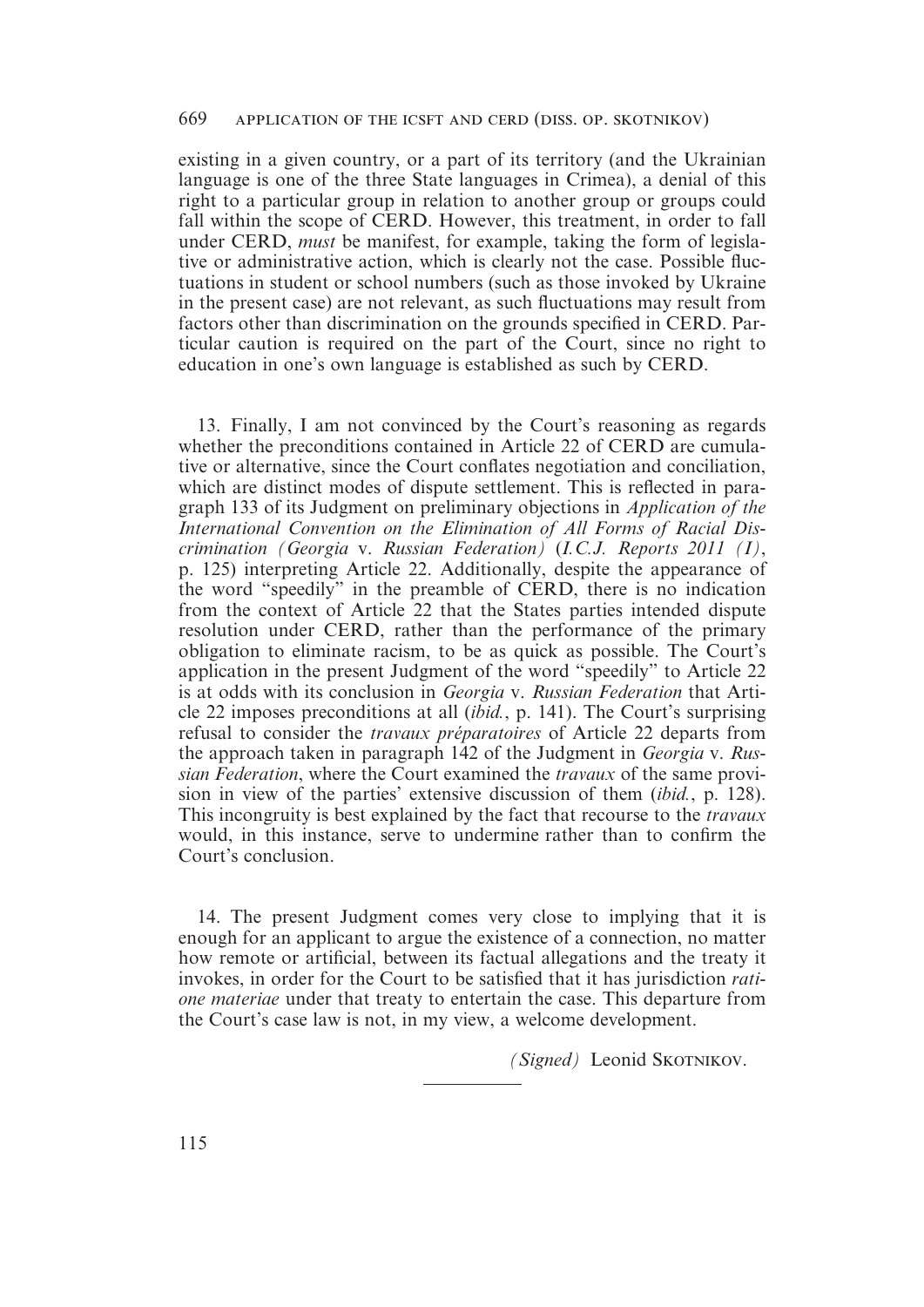existing in a given country, or a part of its territory (and the Ukrainian language is one of the three State languages in Crimea), a denial of this right to a particular group in relation to another group or groups could fall within the scope of CERD. However, this treatment, in order to fall under CERD, *must* be manifest, for example, taking the form of legislative or administrative action, which is clearly not the case. Possible fluctuations in student or school numbers (such as those invoked by Ukraine in the present case) are not relevant, as such fluctuations may result from factors other than discrimination on the grounds specified in CERD. Particular caution is required on the part of the Court, since no right to education in one's own language is established as such by CERD.

13. Finally, I am not convinced by the Court's reasoning as regards whether the preconditions contained in Article 22 of CERD are cumulative or alternative, since the Court conflates negotiation and conciliation, which are distinct modes of dispute settlement. This is reflected in paragraph 133 of its Judgment on preliminary objections in *Application of the International Convention on the Elimination of All Forms of Racial Discrimination (Georgia* v. *Russian Federation)* (*I.C.J. Reports 2011 (I)*, p. 125) interpreting Article 22. Additionally, despite the appearance of the word "speedily" in the preamble of CERD, there is no indication from the context of Article 22 that the States parties intended dispute resolution under CERD, rather than the performance of the primary obligation to eliminate racism, to be as quick as possible. The Court's application in the present Judgment of the word "speedily" to Article 22 is at odds with its conclusion in *Georgia* v. *Russian Federation* that Article 22 imposes preconditions at all (*ibid.*, p. 141). The Court's surprising refusal to consider the *travaux préparatoires* of Article 22 departs from the approach taken in paragraph 142 of the Judgment in *Georgia* v. *Russian Federation*, where the Court examined the *travaux* of the same provision in view of the parties' extensive discussion of them (*ibid.*, p. 128). This incongruity is best explained by the fact that recourse to the *travaux* would, in this instance, serve to undermine rather than to confirm the Court's conclusion.

14. The present Judgment comes very close to implying that it is enough for an applicant to argue the existence of a connection, no matter how remote or artificial, between its factual allegations and the treaty it invokes, in order for the Court to be satisfied that it has jurisdiction *ratione materiae* under that treaty to entertain the case. This departure from the Court's case law is not, in my view, a welcome development.

*(Signed)* Leonid Skotnikov.